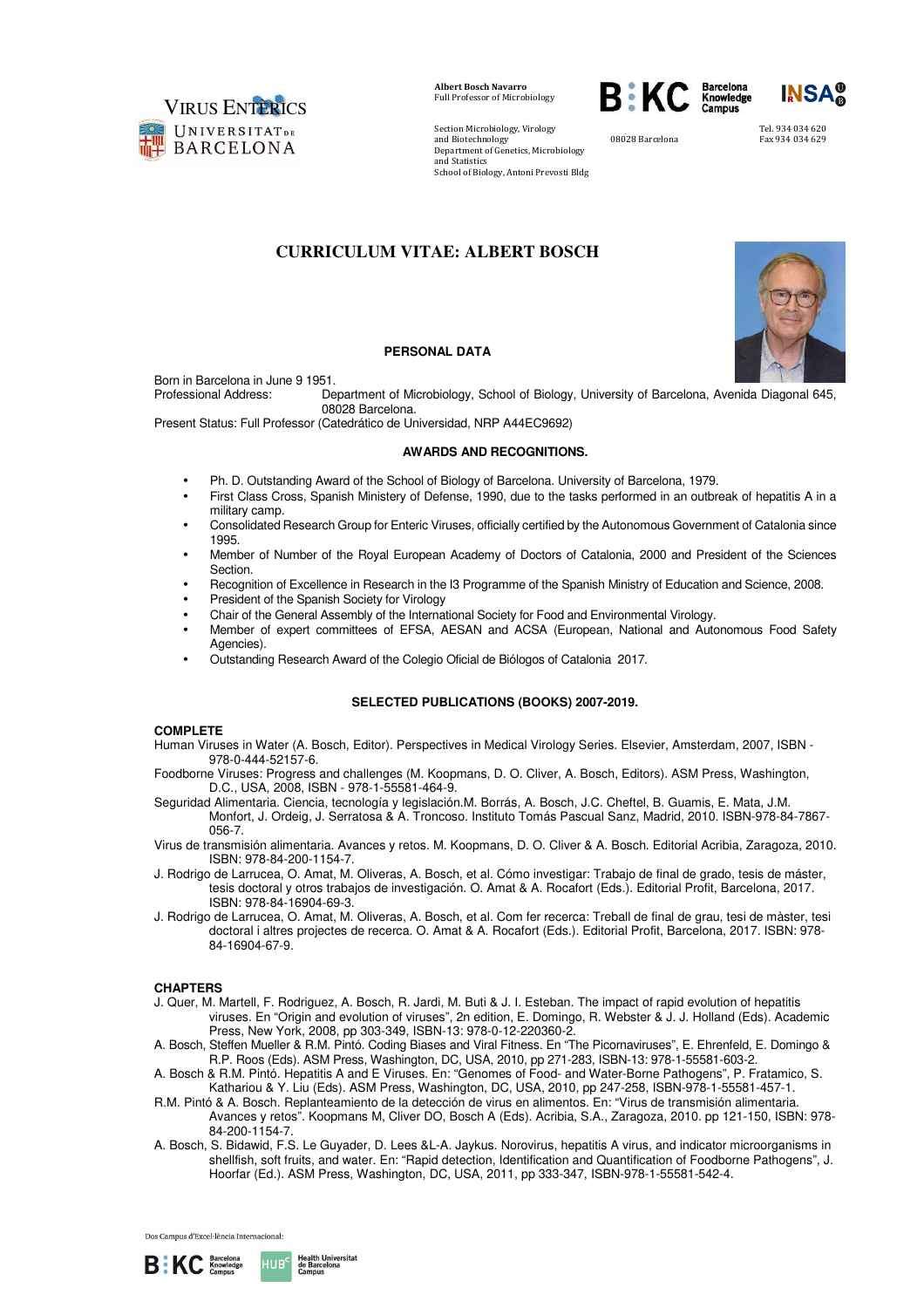VIRUS ENTERICS
UNIVERSITAT DE BARCELONA

**Albert Bosch Navarro**
Full Professor of Microbiology

Section Microbiology, Virology and Biotechnology
Department of Genetics, Microbiology and Statistics
School of Biology, Antoni Prevosti Bldg

08028 Barcelona

Tel. 934 034 620
Fax 934 034 629

# CURRICULUM VITAE: ALBERT BOSCH

## PERSONAL DATA

Born in Barcelona in June 9 1951.
Professional Address: Department of Microbiology, School of Biology, University of Barcelona, Avenida Diagonal 645, 08028 Barcelona.
Present Status: Full Professor (Catedrático de Universidad, NRP A44EC9692)

## AWARDS AND RECOGNITIONS.

- Ph. D. Outstanding Award of the School of Biology of Barcelona. University of Barcelona, 1979.
- First Class Cross, Spanish Ministery of Defense, 1990, due to the tasks performed in an outbreak of hepatitis A in a military camp.
- Consolidated Research Group for Enteric Viruses, officially certified by the Autonomous Government of Catalonia since 1995.
- Member of Number of the Royal European Academy of Doctors of Catalonia, 2000 and President of the Sciences Section.
- Recognition of Excellence in Research in the I3 Programme of the Spanish Ministry of Education and Science, 2008.
- President of the Spanish Society for Virology
- Chair of the General Assembly of the International Society for Food and Environmental Virology.
- Member of expert committees of EFSA, AESAN and ACSA (European, National and Autonomous Food Safety Agencies).
- Outstanding Research Award of the Colegio Oficial de Biólogos of Catalonia 2017.

## SELECTED PUBLICATIONS (BOOKS) 2007-2019.

### COMPLETE

Human Viruses in Water (A. Bosch, Editor). Perspectives in Medical Virology Series. Elsevier, Amsterdam, 2007, ISBN - 978-0-444-52157-6.

Foodborne Viruses: Progress and challenges (M. Koopmans, D. O. Cliver, A. Bosch, Editors). ASM Press, Washington, D.C., USA, 2008, ISBN - 978-1-55581-464-9.

Seguridad Alimentaria. Ciencia, tecnología y legislación.M. Borrás, A. Bosch, J.C. Cheftel, B. Guamis, E. Mata, J.M. Monfort, J. Ordeig, J. Serratosa & A. Troncoso. Instituto Tomás Pascual Sanz, Madrid, 2010. ISBN-978-84-7867-056-7.

Virus de transmisión alimentaria. Avances y retos. M. Koopmans, D. O. Cliver & A. Bosch. Editorial Acribia, Zaragoza, 2010. ISBN: 978-84-200-1154-7.

J. Rodrigo de Larrucea, O. Amat, M. Oliveras, A. Bosch, et al. Cómo investigar: Trabajo de final de grado, tesis de máster, tesis doctoral y otros trabajos de investigación. O. Amat & A. Rocafort (Eds.). Editorial Profit, Barcelona, 2017. ISBN: 978-84-16904-69-3.

J. Rodrigo de Larrucea, O. Amat, M. Oliveras, A. Bosch, et al. Com fer recerca: Treball de final de grau, tesi de màster, tesi doctoral i altres projectes de recerca. O. Amat & A. Rocafort (Eds.). Editorial Profit, Barcelona, 2017. ISBN: 978-84-16904-67-9.

### CHAPTERS

J. Quer, M. Martell, F. Rodriguez, A. Bosch, R. Jardi, M. Buti & J. I. Esteban. The impact of rapid evolution of hepatitis viruses. En "Origin and evolution of viruses", 2n edition, E. Domingo, R. Webster & J. J. Holland (Eds). Academic Press, New York, 2008, pp 303-349, ISBN-13: 978-0-12-220360-2.

A. Bosch, Steffen Mueller & R.M. Pintó. Coding Biases and Viral Fitness. En "The Picornaviruses", E. Ehrenfeld, E. Domingo & R.P. Roos (Eds). ASM Press, Washington, DC, USA, 2010, pp 271-283, ISBN-13: 978-1-55581-603-2.

A. Bosch & R.M. Pintó. Hepatitis A and E Viruses. En: "Genomes of Food- and Water-Borne Pathogens", P. Fratamico, S. Kathariou & Y. Liu (Eds). ASM Press, Washington, DC, USA, 2010, pp 247-258, ISBN-978-1-55581-457-1.

R.M. Pintó & A. Bosch. Replanteamiento de la detección de virus en alimentos. En: "Virus de transmisión alimentaria. Avances y retos". Koopmans M, Cliver DO, Bosch A (Eds). Acribia, S.A., Zaragoza, 2010. pp 121-150, ISBN: 978-84-200-1154-7.

A. Bosch, S. Bidawid, F.S. Le Guyader, D. Lees &L-A. Jaykus. Norovirus, hepatitis A virus, and indicator microorganisms in shellfish, soft fruits, and water. En: "Rapid detection, Identification and Quantification of Foodborne Pathogens", J. Hoorfar (Ed.). ASM Press, Washington, DC, USA, 2011, pp 333-347, ISBN-978-1-55581-542-4.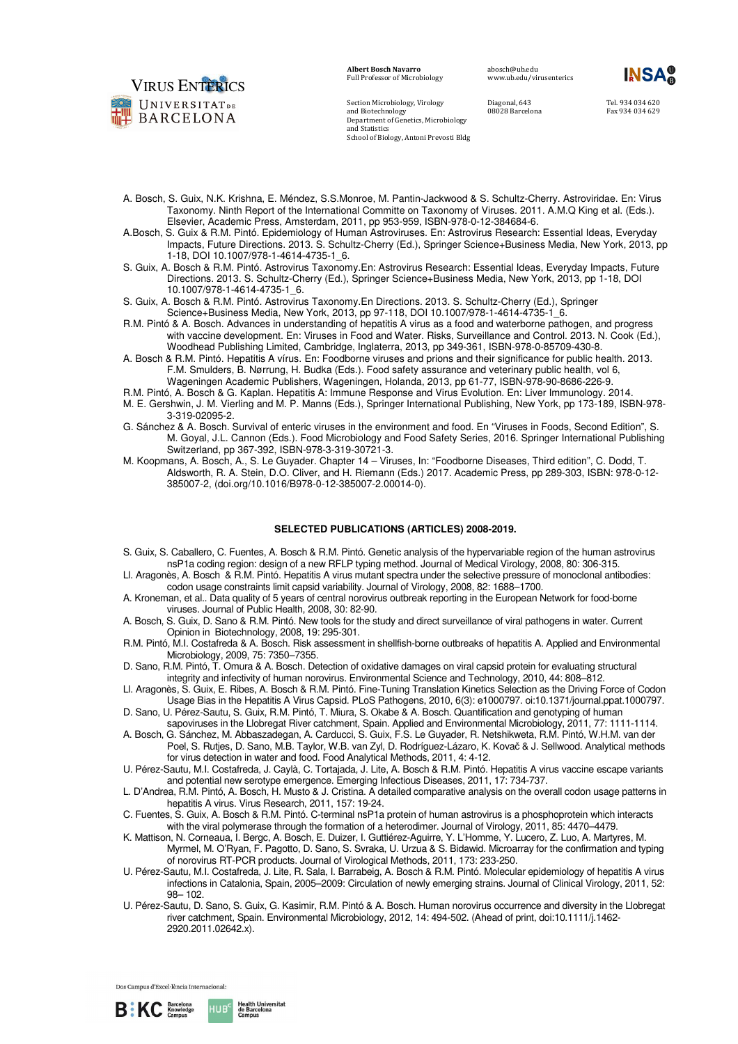A. Bosch, S. Guix, N.K. Krishna, E. Méndez, S.S.Monroe, M. Pantin-Jackwood & S. Schultz-Cherry. Astroviridae. En: Virus Taxonomy. Ninth Report of the International Committe on Taxonomy of Viruses. 2011. A.M.Q King et al. (Eds.). Elsevier, Academic Press, Amsterdam, 2011, pp 953-959, ISBN-978-0-12-384684-6.

A.Bosch, S. Guix & R.M. Pintó. Epidemiology of Human Astroviruses. En: Astrovirus Research: Essential Ideas, Everyday Impacts, Future Directions. 2013. S. Schultz-Cherry (Ed.), Springer Science+Business Media, New York, 2013, pp 1-18, DOI 10.1007/978-1-4614-4735-1_6.

S. Guix, A. Bosch & R.M. Pintó. Astrovirus Taxonomy.En: Astrovirus Research: Essential Ideas, Everyday Impacts, Future Directions. 2013. S. Schultz-Cherry (Ed.), Springer Science+Business Media, New York, 2013, pp 1-18, DOI 10.1007/978-1-4614-4735-1_6.

S. Guix, A. Bosch & R.M. Pintó. Astrovirus Taxonomy.En Directions. 2013. S. Schultz-Cherry (Ed.), Springer Science+Business Media, New York, 2013, pp 97-118, DOI 10.1007/978-1-4614-4735-1_6.

R.M. Pintó & A. Bosch. Advances in understanding of hepatitis A virus as a food and waterborne pathogen, and progress with vaccine development. En: Viruses in Food and Water. Risks, Surveillance and Control. 2013. N. Cook (Ed.), Woodhead Publishing Limited, Cambridge, Inglaterra, 2013, pp 349-361, ISBN-978-0-85709-430-8.

A. Bosch & R.M. Pintó. Hepatitis A vírus. En: Foodborne viruses and prions and their significance for public health. 2013. F.M. Smulders, B. Nørrung, H. Budka (Eds.). Food safety assurance and veterinary public health, vol 6, Wageningen Academic Publishers, Wageningen, Holanda, 2013, pp 61-77, ISBN-978-90-8686-226-9.

R.M. Pintó, A. Bosch & G. Kaplan. Hepatitis A: Immune Response and Virus Evolution. En: Liver Immunology. 2014. M. E. Gershwin, J. M. Vierling and M. P. Manns (Eds.), Springer International Publishing, New York, pp 173-189, ISBN-978-3-319-02095-2.

G. Sánchez & A. Bosch. Survival of enteric viruses in the environment and food. En "Viruses in Foods, Second Edition", S. M. Goyal, J.L. Cannon (Eds.). Food Microbiology and Food Safety Series, 2016. Springer International Publishing Switzerland, pp 367-392, ISBN-978-3-319-30721-3.

M. Koopmans, A. Bosch, A., S. Le Guyader. Chapter 14 – Viruses, In: "Foodborne Diseases, Third edition", C. Dodd, T. Aldsworth, R. A. Stein, D.O. Cliver, and H. Riemann (Eds.) 2017. Academic Press, pp 289-303, ISBN: 978-0-12-385007-2, (doi.org/10.1016/B978-0-12-385007-2.00014-0).

## SELECTED PUBLICATIONS (ARTICLES) 2008-2019.

S. Guix, S. Caballero, C. Fuentes, A. Bosch & R.M. Pintó. Genetic analysis of the hypervariable region of the human astrovirus nsP1a coding region: design of a new RFLP typing method. Journal of Medical Virology, 2008, 80: 306-315.

Ll. Aragonès, A. Bosch & R.M. Pintó. Hepatitis A virus mutant spectra under the selective pressure of monoclonal antibodies: codon usage constraints limit capsid variability. Journal of Virology, 2008, 82: 1688–1700.

A. Kroneman, et al.. Data quality of 5 years of central norovirus outbreak reporting in the European Network for food-borne viruses. Journal of Public Health, 2008, 30: 82-90.

A. Bosch, S. Guix, D. Sano & R.M. Pintó. New tools for the study and direct surveillance of viral pathogens in water. Current Opinion in Biotechnology, 2008, 19: 295-301.

R.M. Pintó, M.I. Costafreda & A. Bosch. Risk assessment in shellfish-borne outbreaks of hepatitis A. Applied and Environmental Microbiology, 2009, 75: 7350–7355.

D. Sano, R.M. Pintó, T. Omura & A. Bosch. Detection of oxidative damages on viral capsid protein for evaluating structural integrity and infectivity of human norovirus. Environmental Science and Technology, 2010, 44: 808–812.

Ll. Aragonès, S. Guix, E. Ribes, A. Bosch & R.M. Pintó. Fine-Tuning Translation Kinetics Selection as the Driving Force of Codon Usage Bias in the Hepatitis A Virus Capsid. PLoS Pathogens, 2010, 6(3): e1000797. oi:10.1371/journal.ppat.1000797.

D. Sano, U. Pérez-Sautu, S. Guix, R.M. Pintó, T. Miura, S. Okabe & A. Bosch. Quantification and genotyping of human sapoviruses in the Llobregat River catchment, Spain. Applied and Environmental Microbiology, 2011, 77: 1111-1114.

A. Bosch, G. Sánchez, M. Abbaszadegan, A. Carducci, S. Guix, F.S. Le Guyader, R. Netshikweta, R.M. Pintó, W.H.M. van der Poel, S. Rutjes, D. Sano, M.B. Taylor, W.B. van Zyl, D. Rodríguez-Lázaro, K. Kovač & J. Sellwood. Analytical methods for virus detection in water and food. Food Analytical Methods, 2011, 4: 4-12.

U. Pérez-Sautu, M.I. Costafreda, J. Caylà, C. Tortajada, J. Lite, A. Bosch & R.M. Pintó. Hepatitis A virus vaccine escape variants and potential new serotype emergence. Emerging Infectious Diseases, 2011, 17: 734-737.

L. D'Andrea, R.M. Pintó, A. Bosch, H. Musto & J. Cristina. A detailed comparative analysis on the overall codon usage patterns in hepatitis A virus. Virus Research, 2011, 157: 19-24.

C. Fuentes, S. Guix, A. Bosch & R.M. Pintó. C-terminal nsP1a protein of human astrovirus is a phosphoprotein which interacts with the viral polymerase through the formation of a heterodimer. Journal of Virology, 2011, 85: 4470–4479.

K. Mattison, N. Corneaua, I. Bergc, A. Bosch, E. Duizer, I. Guttiérez-Aguirre, Y. L'Homme, Y. Lucero, Z. Luo, A. Martyres, M. Myrmel, M. O'Ryan, F. Pagotto, D. Sano, S. Svraka, U. Urzua & S. Bidawid. Microarray for the confirmation and typing of norovirus RT-PCR products. Journal of Virological Methods, 2011, 173: 233-250.

U. Pérez-Sautu, M.I. Costafreda, J. Lite, R. Sala, I. Barrabeig, A. Bosch & R.M. Pintó. Molecular epidemiology of hepatitis A virus infections in Catalonia, Spain, 2005–2009: Circulation of newly emerging strains. Journal of Clinical Virology, 2011, 52: 98– 102.

U. Pérez-Sautu, D. Sano, S. Guix, G. Kasimir, R.M. Pintó & A. Bosch. Human norovirus occurrence and diversity in the Llobregat river catchment, Spain. Environmental Microbiology, 2012, 14: 494-502. (Ahead of print, doi:10.1111/j.1462-2920.2011.02642.x).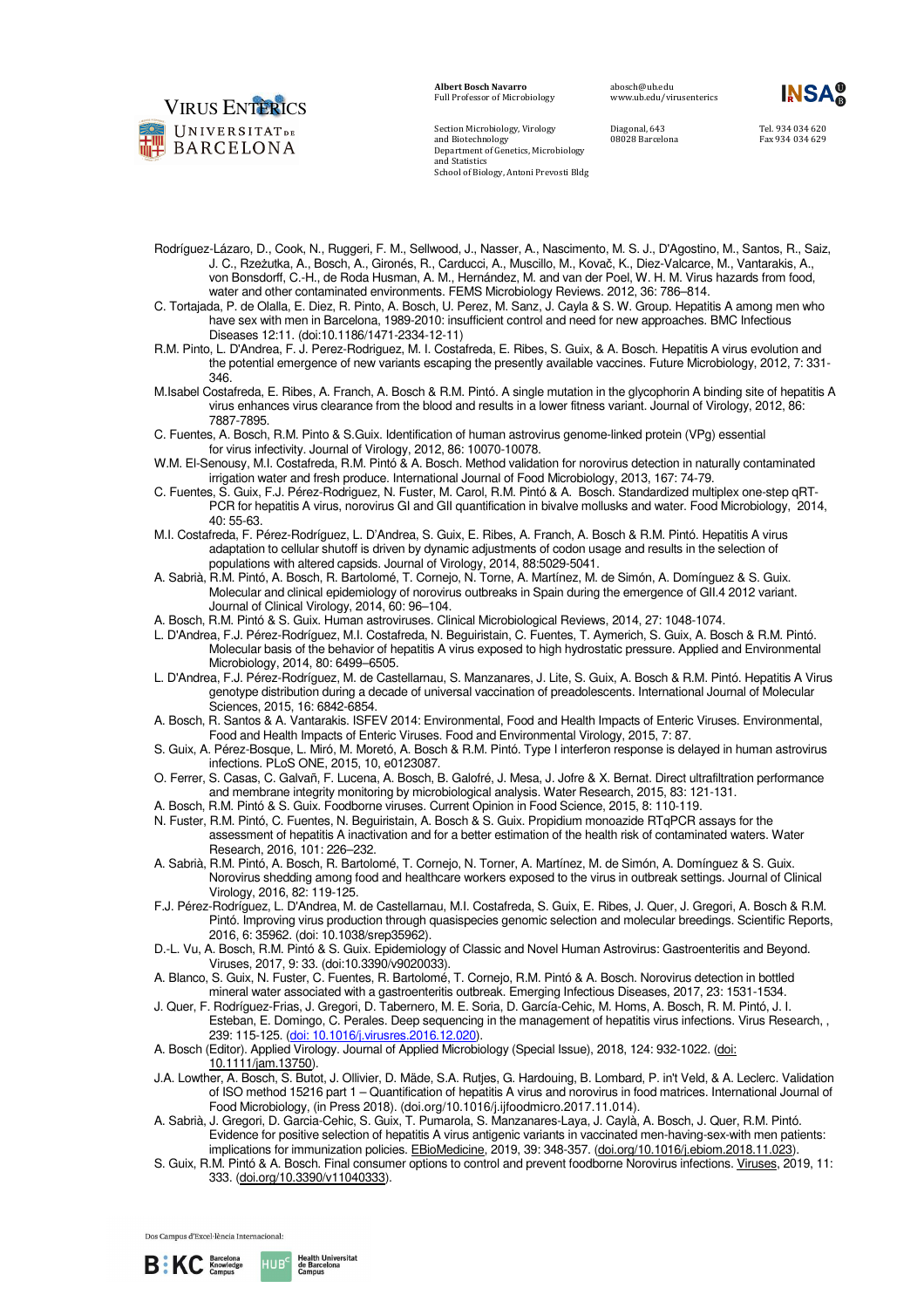Rodríguez-Lázaro, D., Cook, N., Ruggeri, F. M., Sellwood, J., Nasser, A., Nascimento, M. S. J., D'Agostino, M., Santos, R., Saiz, J. C., Rzeżutka, A., Bosch, A., Gironés, R., Carducci, A., Muscillo, M., Kovač, K., Diez-Valcarce, M., Vantarakis, A., von Bonsdorff, C.-H., de Roda Husman, A. M., Hernández, M. and van der Poel, W. H. M. Virus hazards from food, water and other contaminated environments. FEMS Microbiology Reviews. 2012, 36: 786–814.

C. Tortajada, P. de Olalla, E. Diez, R. Pinto, A. Bosch, U. Perez, M. Sanz, J. Cayla & S. W. Group. Hepatitis A among men who have sex with men in Barcelona, 1989-2010: insufficient control and need for new approaches. BMC Infectious Diseases 12:11. (doi:10.1186/1471-2334-12-11)

R.M. Pinto, L. D'Andrea, F. J. Perez-Rodriguez, M. I. Costafreda, E. Ribes, S. Guix, & A. Bosch. Hepatitis A virus evolution and the potential emergence of new variants escaping the presently available vaccines. Future Microbiology, 2012, 7: 331-346.

M.Isabel Costafreda, E. Ribes, A. Franch, A. Bosch & R.M. Pintó. A single mutation in the glycophorin A binding site of hepatitis A virus enhances virus clearance from the blood and results in a lower fitness variant. Journal of Virology, 2012, 86: 7887-7895.

C. Fuentes, A. Bosch, R.M. Pinto & S.Guix. Identification of human astrovirus genome-linked protein (VPg) essential for virus infectivity. Journal of Virology, 2012, 86: 10070-10078.

W.M. El-Senousy, M.I. Costafreda, R.M. Pintó & A. Bosch. Method validation for norovirus detection in naturally contaminated irrigation water and fresh produce. International Journal of Food Microbiology, 2013, 167: 74-79.

C. Fuentes, S. Guix, F.J. Pérez-Rodriguez, N. Fuster, M. Carol, R.M. Pintó & A. Bosch. Standardized multiplex one-step qRT-PCR for hepatitis A virus, norovirus GI and GII quantification in bivalve mollusks and water. Food Microbiology, 2014, 40: 55-63.

M.I. Costafreda, F. Pérez-Rodríguez, L. D'Andrea, S. Guix, E. Ribes, A. Franch, A. Bosch & R.M. Pintó. Hepatitis A virus adaptation to cellular shutoff is driven by dynamic adjustments of codon usage and results in the selection of populations with altered capsids. Journal of Virology, 2014, 88:5029-5041.

A. Sabrià, R.M. Pintó, A. Bosch, R. Bartolomé, T. Cornejo, N. Torne, A. Martínez, M. de Simón, A. Domínguez & S. Guix. Molecular and clinical epidemiology of norovirus outbreaks in Spain during the emergence of GII.4 2012 variant. Journal of Clinical Virology, 2014, 60: 96–104.

A. Bosch, R.M. Pintó & S. Guix. Human astroviruses. Clinical Microbiological Reviews, 2014, 27: 1048-1074.

L. D'Andrea, F.J. Pérez-Rodríguez, M.I. Costafreda, N. Beguiristain, C. Fuentes, T. Aymerich, S. Guix, A. Bosch & R.M. Pintó. Molecular basis of the behavior of hepatitis A virus exposed to high hydrostatic pressure. Applied and Environmental Microbiology, 2014, 80: 6499–6505.

L. D'Andrea, F.J. Pérez-Rodríguez, M. de Castellarnau, S. Manzanares, J. Lite, S. Guix, A. Bosch & R.M. Pintó. Hepatitis A Virus genotype distribution during a decade of universal vaccination of preadolescents. International Journal of Molecular Sciences, 2015, 16: 6842-6854.

A. Bosch, R. Santos & A. Vantarakis. ISFEV 2014: Environmental, Food and Health Impacts of Enteric Viruses. Environmental, Food and Health Impacts of Enteric Viruses. Food and Environmental Virology, 2015, 7: 87.

S. Guix, A. Pérez-Bosque, L. Miró, M. Moretó, A. Bosch & R.M. Pintó. Type I interferon response is delayed in human astrovirus infections. PLoS ONE, 2015, 10, e0123087.

O. Ferrer, S. Casas, C. Galvañ, F. Lucena, A. Bosch, B. Galofré, J. Mesa, J. Jofre & X. Bernat. Direct ultrafiltration performance and membrane integrity monitoring by microbiological analysis. Water Research, 2015, 83: 121-131.

A. Bosch, R.M. Pintó & S. Guix. Foodborne viruses. Current Opinion in Food Science, 2015, 8: 110-119.

N. Fuster, R.M. Pintó, C. Fuentes, N. Beguiristain, A. Bosch & S. Guix. Propidium monoazide RTqPCR assays for the assessment of hepatitis A inactivation and for a better estimation of the health risk of contaminated waters. Water Research, 2016, 101: 226–232.

A. Sabrià, R.M. Pintó, A. Bosch, R. Bartolomé, T. Cornejo, N. Torner, A. Martínez, M. de Simón, A. Domínguez & S. Guix. Norovirus shedding among food and healthcare workers exposed to the virus in outbreak settings. Journal of Clinical Virology, 2016, 82: 119-125.

F.J. Pérez-Rodríguez, L. D'Andrea, M. de Castellarnau, M.I. Costafreda, S. Guix, E. Ribes, J. Quer, J. Gregori, A. Bosch & R.M. Pintó. Improving virus production through quasispecies genomic selection and molecular breedings. Scientific Reports, 2016, 6: 35962. (doi: 10.1038/srep35962).

D.-L. Vu, A. Bosch, R.M. Pintó & S. Guix. Epidemiology of Classic and Novel Human Astrovirus: Gastroenteritis and Beyond. Viruses, 2017, 9: 33. (doi:10.3390/v9020033).

A. Blanco, S. Guix, N. Fuster, C. Fuentes, R. Bartolomé, T. Cornejo, R.M. Pintó & A. Bosch. Norovirus detection in bottled mineral water associated with a gastroenteritis outbreak. Emerging Infectious Diseases, 2017, 23: 1531-1534.

J. Quer, F. Rodríguez-Frias, J. Gregori, D. Tabernero, M. E. Soria, D. García-Cehic, M. Homs, A. Bosch, R. M. Pintó, J. I. Esteban, E. Domingo, C. Perales. Deep sequencing in the management of hepatitis virus infections. Virus Research, , 239: 115-125. (doi: 10.1016/j.virusres.2016.12.020).

A. Bosch (Editor). Applied Virology. Journal of Applied Microbiology (Special Issue), 2018, 124: 932-1022. (doi: 10.1111/jam.13750).

J.A. Lowther, A. Bosch, S. Butot, J. Ollivier, D. Mäde, S.A. Rutjes, G. Hardouing, B. Lombard, P. in't Veld, & A. Leclerc. Validation of ISO method 15216 part 1 – Quantification of hepatitis A virus and norovirus in food matrices. International Journal of Food Microbiology, (in Press 2018). (doi.org/10.1016/j.ijfoodmicro.2017.11.014).

A. Sabrià, J. Gregori, D. Garcia-Cehic, S. Guix, T. Pumarola, S. Manzanares-Laya, J. Caylà, A. Bosch, J. Quer, R.M. Pintó. Evidence for positive selection of hepatitis A virus antigenic variants in vaccinated men-having-sex-with men patients: implications for immunization policies. EBioMedicine, 2019, 39: 348-357. (doi.org/10.1016/j.ebiom.2018.11.023).

S. Guix, R.M. Pintó & A. Bosch. Final consumer options to control and prevent foodborne Norovirus infections. Viruses, 2019, 11: 333. (doi.org/10.3390/v11040333).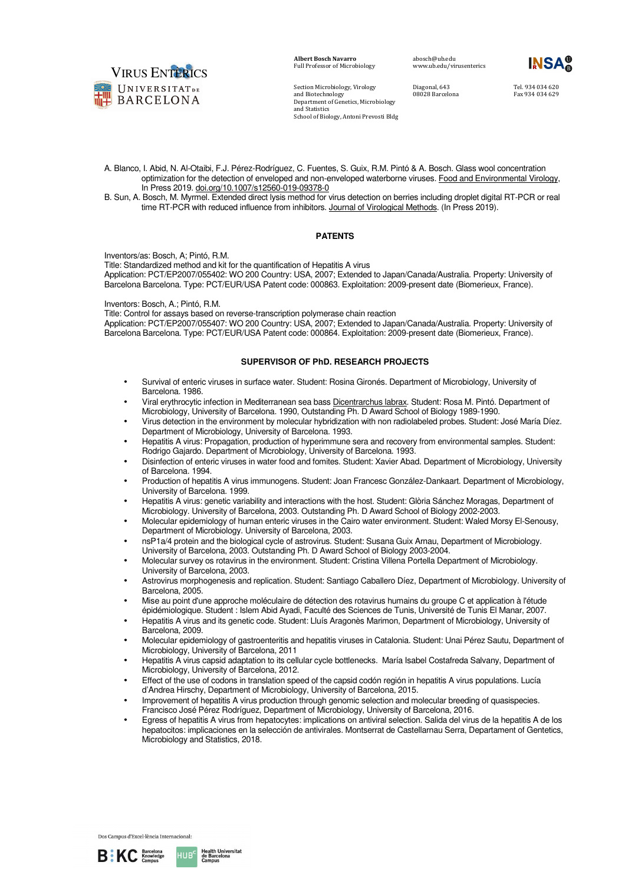A. Blanco, I. Abid, N. Al-Otaibi, F.J. Pérez-Rodríguez, C. Fuentes, S. Guix, R.M. Pintó & A. Bosch. Glass wool concentration optimization for the detection of enveloped and non-enveloped waterborne viruses. Food and Environmental Virology, In Press 2019. doi.org/10.1007/s12560-019-09378-0

B. Sun, A. Bosch, M. Myrmel. Extended direct lysis method for virus detection on berries including droplet digital RT-PCR or real time RT-PCR with reduced influence from inhibitors. Journal of Virological Methods. (In Press 2019).

**PATENTS**

Inventors/as: Bosch, A; Pintó, R.M.
Title: Standardized method and kit for the quantification of Hepatitis A virus
Application: PCT/EP2007/055402: WO 200 Country: USA, 2007; Extended to Japan/Canada/Australia. Property: University of Barcelona Barcelona. Type: PCT/EUR/USA Patent code: 000863. Exploitation: 2009-present date (Biomerieux, France).

Inventors: Bosch, A.; Pintó, R.M.
Title: Control for assays based on reverse-transcription polymerase chain reaction
Application: PCT/EP2007/055407: WO 200 Country: USA, 2007; Extended to Japan/Canada/Australia. Property: University of Barcelona Barcelona. Type: PCT/EUR/USA Patent code: 000864. Exploitation: 2009-present date (Biomerieux, France).

**SUPERVISOR OF PhD. RESEARCH PROJECTS**

- Survival of enteric viruses in surface water. Student: Rosina Gironés. Department of Microbiology, University of Barcelona. 1986.
- Viral erythrocytic infection in Mediterranean sea bass Dicentrarchus labrax. Student: Rosa M. Pintó. Department of Microbiology, University of Barcelona. 1990, Outstanding Ph. D Award School of Biology 1989-1990.
- Virus detection in the environment by molecular hybridization with non radiolabeled probes. Student: José María Díez. Department of Microbiology, University of Barcelona. 1993.
- Hepatitis A virus: Propagation, production of hyperimmune sera and recovery from environmental samples. Student: Rodrigo Gajardo. Department of Microbiology, University of Barcelona. 1993.
- Disinfection of enteric viruses in water food and fomites. Student: Xavier Abad. Department of Microbiology, University of Barcelona. 1994.
- Production of hepatitis A virus immunogens. Student: Joan Francesc González-Dankaart. Department of Microbiology, University of Barcelona. 1999.
- Hepatitis A virus: genetic variability and interactions with the host. Student: Glòria Sánchez Moragas, Department of Microbiology. University of Barcelona, 2003. Outstanding Ph. D Award School of Biology 2002-2003.
- Molecular epidemiology of human enteric viruses in the Cairo water environment. Student: Waled Morsy El-Senousy, Department of Microbiology. University of Barcelona, 2003.
- nsP1a/4 protein and the biological cycle of astrovirus. Student: Susana Guix Arnau, Department of Microbiology. University of Barcelona, 2003. Outstanding Ph. D Award School of Biology 2003-2004.
- Molecular survey os rotavirus in the environment. Student: Cristina Villena Portella Department of Microbiology. University of Barcelona, 2003.
- Astrovirus morphogenesis and replication. Student: Santiago Caballero Díez, Department of Microbiology. University of Barcelona, 2005.
- Mise au point d'une approche moléculaire de détection des rotavirus humains du groupe C et application à l'étude épidémiologique. Student : Islem Abid Ayadi, Faculté des Sciences de Tunis, Université de Tunis El Manar, 2007.
- Hepatitis A virus and its genetic code. Student: Lluís Aragonès Marimon, Department of Microbiology, University of Barcelona, 2009.
- Molecular epidemiology of gastroenteritis and hepatitis viruses in Catalonia. Student: Unai Pérez Sautu, Department of Microbiology, University of Barcelona, 2011
- Hepatitis A virus capsid adaptation to its cellular cycle bottlenecks. María Isabel Costafreda Salvany, Department of Microbiology, University of Barcelona, 2012.
- Effect of the use of codons in translation speed of the capsid codón región in hepatitis A virus populations. Lucía d'Andrea Hirschy, Department of Microbiology, University of Barcelona, 2015.
- Improvement of hepatitis A virus production through genomic selection and molecular breeding of quasispecies. Francisco José Pérez Rodríguez, Department of Microbiology, University of Barcelona, 2016.
- Egress of hepatitis A virus from hepatocytes: implications on antiviral selection. Salida del virus de la hepatitis A de los hepatocitos: implicaciones en la selección de antivirales. Montserrat de Castellarnau Serra, Departament of Gentetics, Microbiology and Statistics, 2018.